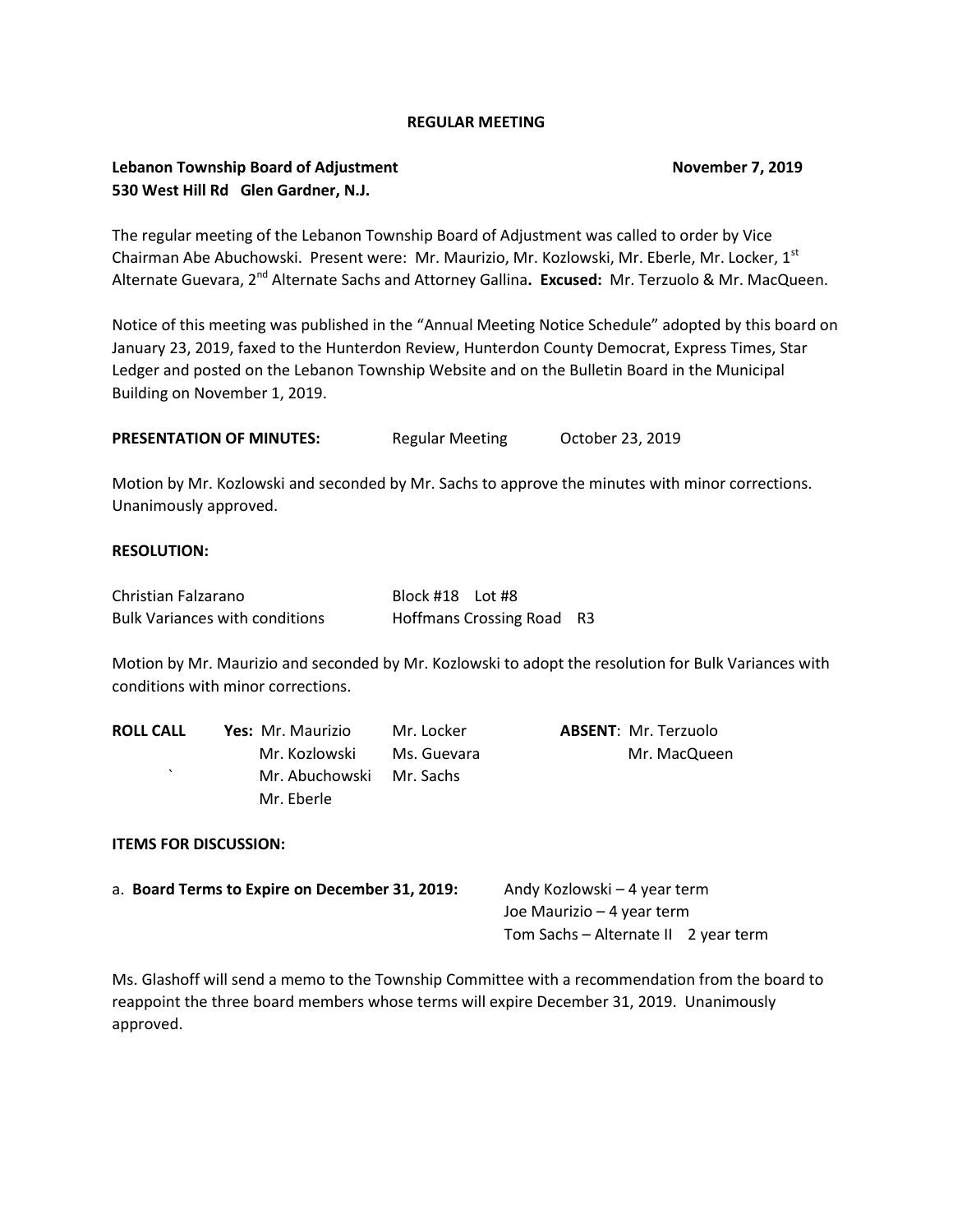**REGULAR MEETING**

**Lebanon Township Board of Adjustment** **November 7, 2019**
**530 West Hill Rd Glen Gardner, N.J.**

The regular meeting of the Lebanon Township Board of Adjustment was called to order by Vice Chairman Abe Abuchowski. Present were: Mr. Maurizio, Mr. Kozlowski, Mr. Eberle, Mr. Locker, 1st Alternate Guevara, 2nd Alternate Sachs and Attorney Gallina**. Excused:** Mr. Terzuolo & Mr. MacQueen.

Notice of this meeting was published in the "Annual Meeting Notice Schedule" adopted by this board on January 23, 2019, faxed to the Hunterdon Review, Hunterdon County Democrat, Express Times, Star Ledger and posted on the Lebanon Township Website and on the Bulletin Board in the Municipal Building on November 1, 2019.

**PRESENTATION OF MINUTES:** Regular Meeting October 23, 2019

Motion by Mr. Kozlowski and seconded by Mr. Sachs to approve the minutes with minor corrections. Unanimously approved.

**RESOLUTION:**

Christian Falzarano Block #18 Lot #8
Bulk Variances with conditions Hoffmans Crossing Road R3

Motion by Mr. Maurizio and seconded by Mr. Kozlowski to adopt the resolution for Bulk Variances with conditions with minor corrections.

| **ROLL CALL** | **Yes:** Mr. Maurizio | Mr. Locker | **ABSENT**: Mr. Terzuolo |
|---|---|---|---|
| | Mr. Kozlowski | Ms. Guevara | Mr. MacQueen |
| | Mr. Abuchowski | Mr. Sachs | |
| | Mr. Eberle | | |

**ITEMS FOR DISCUSSION:**

a. **Board Terms to Expire on December 31, 2019:** Andy Kozlowski – 4 year term
Joe Maurizio – 4 year term
Tom Sachs – Alternate II 2 year term

Ms. Glashoff will send a memo to the Township Committee with a recommendation from the board to reappoint the three board members whose terms will expire December 31, 2019. Unanimously approved.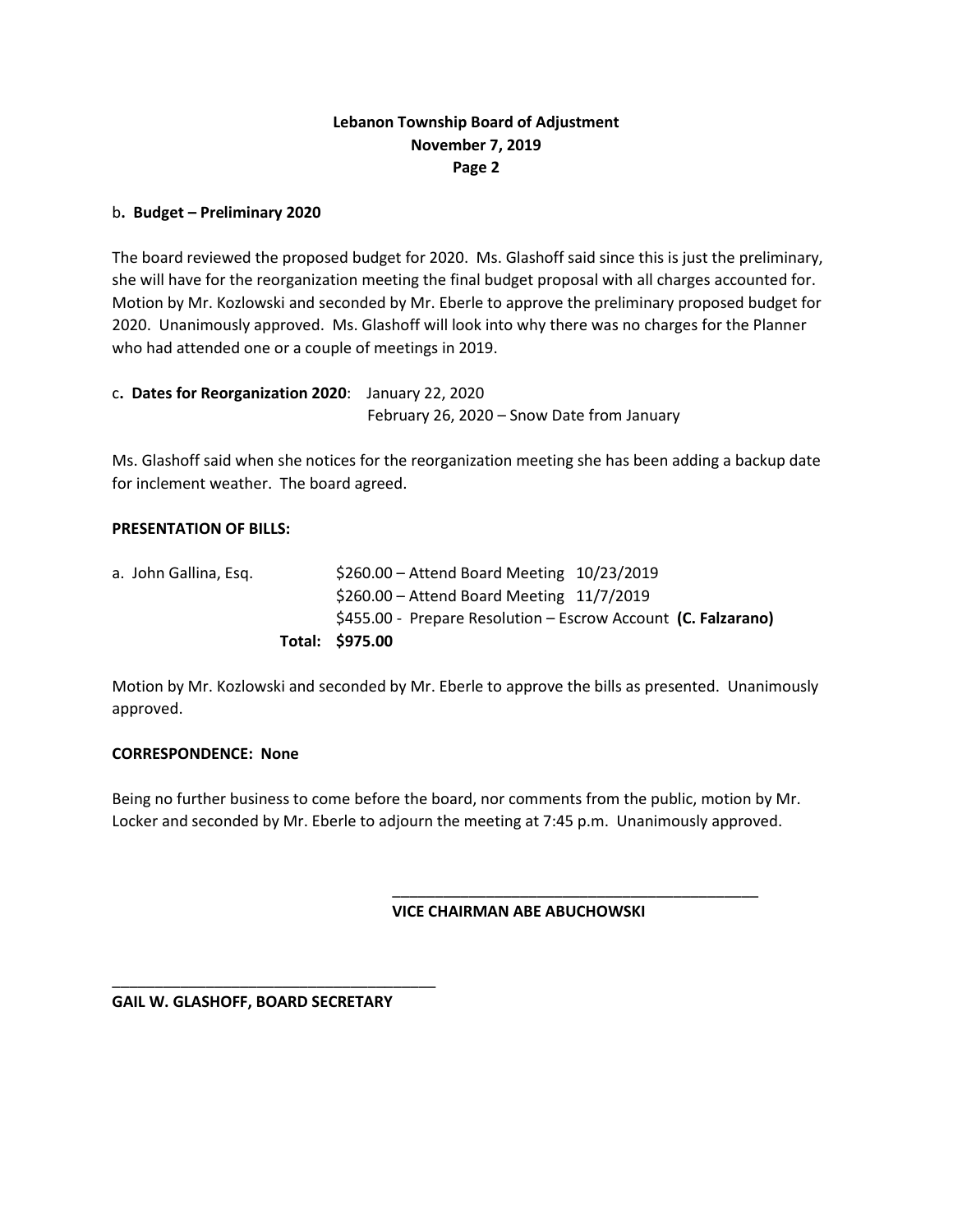**Lebanon Township Board of Adjustment**
**November 7, 2019**
**Page 2**

b**. Budget – Preliminary 2020**

The board reviewed the proposed budget for 2020. Ms. Glashoff said since this is just the preliminary, she will have for the reorganization meeting the final budget proposal with all charges accounted for. Motion by Mr. Kozlowski and seconded by Mr. Eberle to approve the preliminary proposed budget for 2020. Unanimously approved. Ms. Glashoff will look into why there was no charges for the Planner who had attended one or a couple of meetings in 2019.

c**. Dates for Reorganization 2020**: January 22, 2020
February 26, 2020 – Snow Date from January

Ms. Glashoff said when she notices for the reorganization meeting she has been adding a backup date for inclement weather. The board agreed.

**PRESENTATION OF BILLS:**

| | |
|---|---|
| a. John Gallina, Esq. | $260.00 – Attend Board Meeting 10/23/2019 |
| | $260.00 – Attend Board Meeting 11/7/2019 |
| | $455.00 - Prepare Resolution – Escrow Account **(C. Falzarano)** |
| **Total:** | **$975.00** |

Motion by Mr. Kozlowski and seconded by Mr. Eberle to approve the bills as presented. Unanimously approved.

**CORRESPONDENCE: None**

Being no further business to come before the board, nor comments from the public, motion by Mr. Locker and seconded by Mr. Eberle to adjourn the meeting at 7:45 p.m. Unanimously approved.

_____________________________________________
**VICE CHAIRMAN ABE ABUCHOWSKI**

_______________________________________
**GAIL W. GLASHOFF, BOARD SECRETARY**